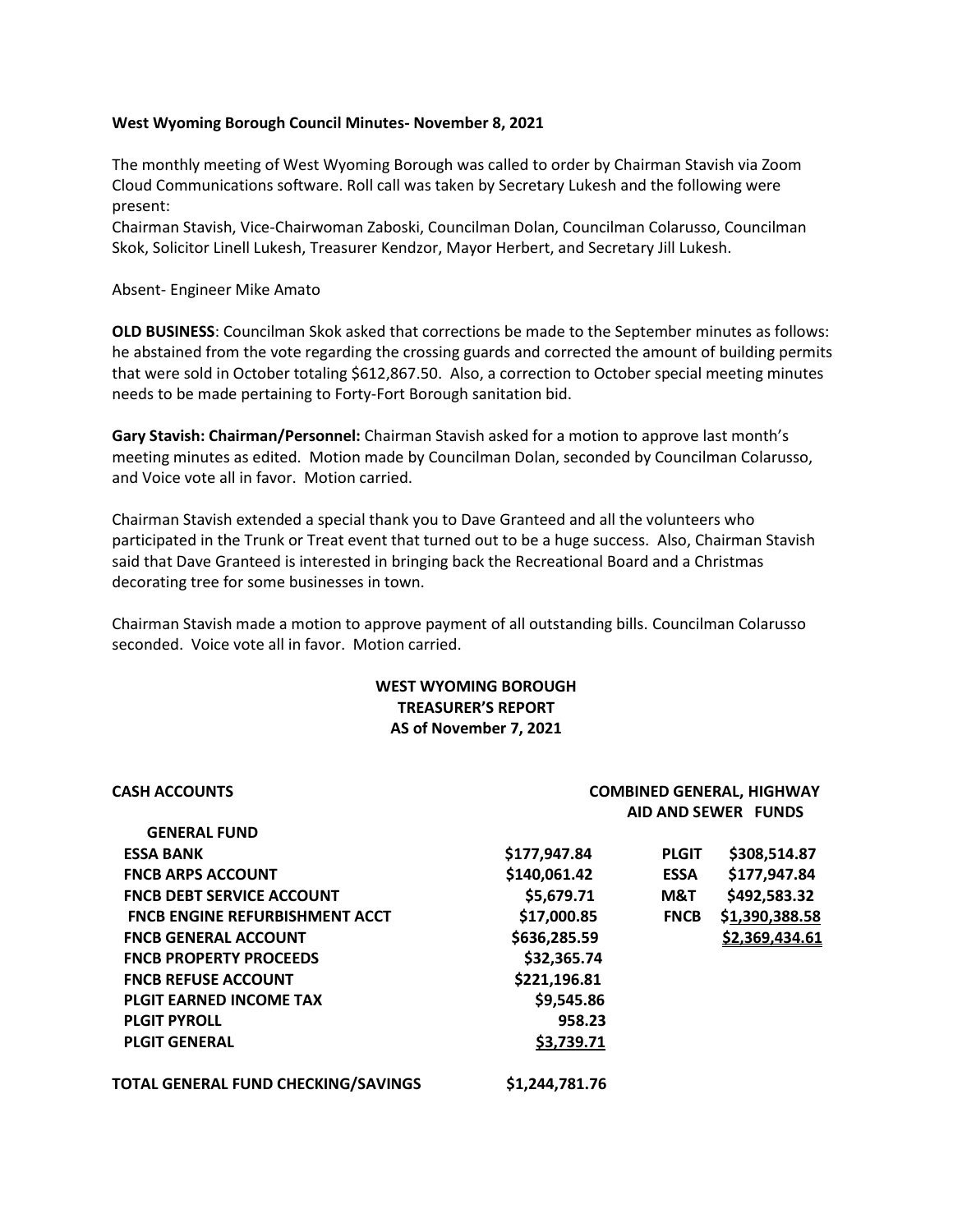**West Wyoming Borough Council Minutes- November 8, 2021**

The monthly meeting of West Wyoming Borough was called to order by Chairman Stavish via Zoom Cloud Communications software. Roll call was taken by Secretary Lukesh and the following were present:
Chairman Stavish, Vice-Chairwoman Zaboski, Councilman Dolan, Councilman Colarusso, Councilman Skok, Solicitor Linell Lukesh, Treasurer Kendzor, Mayor Herbert, and Secretary Jill Lukesh.

Absent- Engineer Mike Amato

**OLD BUSINESS**: Councilman Skok asked that corrections be made to the September minutes as follows: he abstained from the vote regarding the crossing guards and corrected the amount of building permits that were sold in October totaling $612,867.50. Also, a correction to October special meeting minutes needs to be made pertaining to Forty-Fort Borough sanitation bid.

**Gary Stavish: Chairman/Personnel:** Chairman Stavish asked for a motion to approve last month's meeting minutes as edited. Motion made by Councilman Dolan, seconded by Councilman Colarusso, and Voice vote all in favor. Motion carried.

Chairman Stavish extended a special thank you to Dave Granteed and all the volunteers who participated in the Trunk or Treat event that turned out to be a huge success. Also, Chairman Stavish said that Dave Granteed is interested in bringing back the Recreational Board and a Christmas decorating tree for some businesses in town.

Chairman Stavish made a motion to approve payment of all outstanding bills. Councilman Colarusso seconded. Voice vote all in favor. Motion carried.

**WEST WYOMING BOROUGH**
**TREASURER'S REPORT**
**AS of November 7, 2021**

| **CASH ACCOUNTS** | | **COMBINED GENERAL, HIGHWAY AID AND SEWER FUNDS** | |
|---|---|---|---|
| **GENERAL FUND** | | | |
| **ESSA BANK** | $177,947.84 | **PLGIT** | $308,514.87 |
| **FNCB ARPS ACCOUNT** | $140,061.42 | **ESSA** | $177,947.84 |
| **FNCB DEBT SERVICE ACCOUNT** | $5,679.71 | **M&T** | $492,583.32 |
| **FNCB ENGINE REFURBISHMENT ACCT** | $17,000.85 | **FNCB** | $1,390,388.58 |
| **FNCB GENERAL ACCOUNT** | $636,285.59 | | $2,369,434.61 |
| **FNCB PROPERTY PROCEEDS** | $32,365.74 | | |
| **FNCB REFUSE ACCOUNT** | $221,196.81 | | |
| **PLGIT EARNED INCOME TAX** | $9,545.86 | | |
| **PLGIT PYROLL** | 958.23 | | |
| **PLGIT GENERAL** | $3,739.71 | | |
| **TOTAL GENERAL FUND CHECKING/SAVINGS** | $1,244,781.76 | | |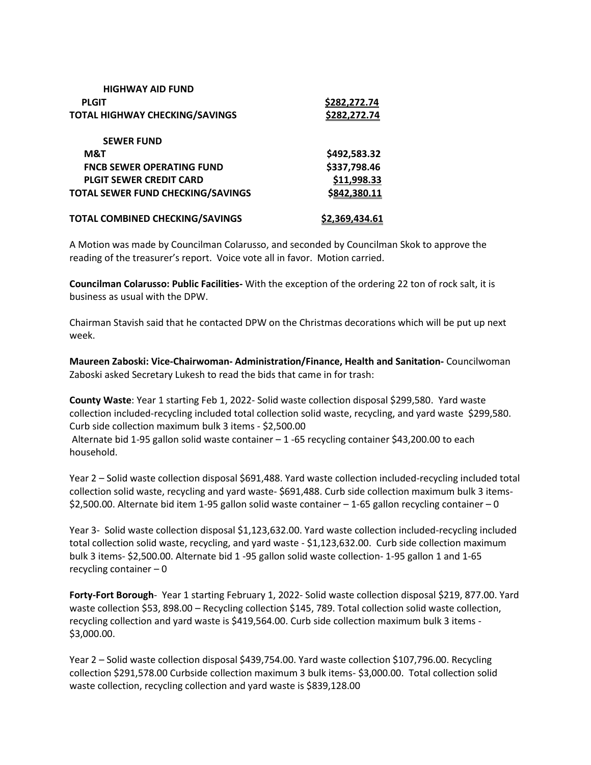| | |
|---|---|
| **HIGHWAY AID FUND** | |
| **PLGIT** | **$282,272.74** |
| **TOTAL HIGHWAY CHECKING/SAVINGS** | **$282,272.74** |
| | |
| **SEWER FUND** | |
| **M&T** | **$492,583.32** |
| **FNCB SEWER OPERATING FUND** | **$337,798.46** |
| **PLGIT SEWER CREDIT CARD** | **$11,998.33** |
| **TOTAL SEWER FUND CHECKING/SAVINGS** | **$842,380.11** |
| | |
| **TOTAL COMBINED CHECKING/SAVINGS** | **$2,369,434.61** |

A Motion was made by Councilman Colarusso, and seconded by Councilman Skok to approve the reading of the treasurer's report. Voice vote all in favor. Motion carried.

**Councilman Colarusso: Public Facilities-** With the exception of the ordering 22 ton of rock salt, it is business as usual with the DPW.

Chairman Stavish said that he contacted DPW on the Christmas decorations which will be put up next week.

**Maureen Zaboski: Vice-Chairwoman- Administration/Finance, Health and Sanitation-** Councilwoman Zaboski asked Secretary Lukesh to read the bids that came in for trash:

**County Waste**: Year 1 starting Feb 1, 2022- Solid waste collection disposal $299,580. Yard waste collection included-recycling included total collection solid waste, recycling, and yard waste $299,580. Curb side collection maximum bulk 3 items - $2,500.00
Alternate bid 1-95 gallon solid waste container – 1 -65 recycling container $43,200.00 to each household.

Year 2 – Solid waste collection disposal $691,488. Yard waste collection included-recycling included total collection solid waste, recycling and yard waste- $691,488. Curb side collection maximum bulk 3 items- $2,500.00. Alternate bid item 1-95 gallon solid waste container – 1-65 gallon recycling container – 0

Year 3- Solid waste collection disposal $1,123,632.00. Yard waste collection included-recycling included total collection solid waste, recycling, and yard waste - $1,123,632.00. Curb side collection maximum bulk 3 items- $2,500.00. Alternate bid 1 -95 gallon solid waste collection- 1-95 gallon 1 and 1-65 recycling container – 0

**Forty-Fort Borough**- Year 1 starting February 1, 2022- Solid waste collection disposal $219, 877.00. Yard waste collection $53, 898.00 – Recycling collection $145, 789. Total collection solid waste collection, recycling collection and yard waste is $419,564.00. Curb side collection maximum bulk 3 items - $3,000.00.

Year 2 – Solid waste collection disposal $439,754.00. Yard waste collection $107,796.00. Recycling collection $291,578.00 Curbside collection maximum 3 bulk items- $3,000.00. Total collection solid waste collection, recycling collection and yard waste is $839,128.00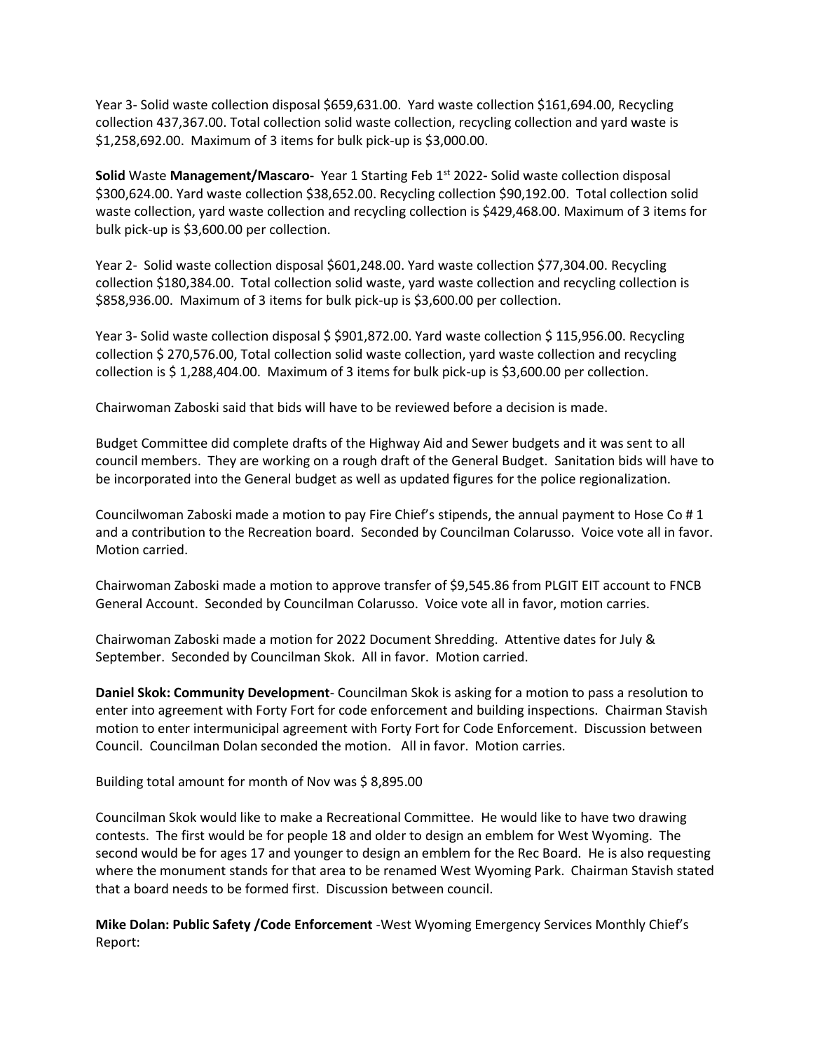Year 3- Solid waste collection disposal $659,631.00. Yard waste collection $161,694.00, Recycling collection 437,367.00. Total collection solid waste collection, recycling collection and yard waste is $1,258,692.00. Maximum of 3 items for bulk pick-up is $3,000.00.

**Solid** Waste **Management/Mascaro-** Year 1 Starting Feb 1st 2022**-** Solid waste collection disposal $300,624.00. Yard waste collection $38,652.00. Recycling collection $90,192.00. Total collection solid waste collection, yard waste collection and recycling collection is $429,468.00. Maximum of 3 items for bulk pick-up is $3,600.00 per collection.

Year 2- Solid waste collection disposal $601,248.00. Yard waste collection $77,304.00. Recycling collection $180,384.00. Total collection solid waste, yard waste collection and recycling collection is $858,936.00. Maximum of 3 items for bulk pick-up is $3,600.00 per collection.

Year 3- Solid waste collection disposal $ $901,872.00. Yard waste collection $ 115,956.00. Recycling collection $ 270,576.00, Total collection solid waste collection, yard waste collection and recycling collection is $ 1,288,404.00. Maximum of 3 items for bulk pick-up is $3,600.00 per collection.

Chairwoman Zaboski said that bids will have to be reviewed before a decision is made.

Budget Committee did complete drafts of the Highway Aid and Sewer budgets and it was sent to all council members. They are working on a rough draft of the General Budget. Sanitation bids will have to be incorporated into the General budget as well as updated figures for the police regionalization.

Councilwoman Zaboski made a motion to pay Fire Chief's stipends, the annual payment to Hose Co # 1 and a contribution to the Recreation board. Seconded by Councilman Colarusso. Voice vote all in favor. Motion carried.

Chairwoman Zaboski made a motion to approve transfer of $9,545.86 from PLGIT EIT account to FNCB General Account. Seconded by Councilman Colarusso. Voice vote all in favor, motion carries.

Chairwoman Zaboski made a motion for 2022 Document Shredding. Attentive dates for July & September. Seconded by Councilman Skok. All in favor. Motion carried.

**Daniel Skok: Community Development**- Councilman Skok is asking for a motion to pass a resolution to enter into agreement with Forty Fort for code enforcement and building inspections. Chairman Stavish motion to enter intermunicipal agreement with Forty Fort for Code Enforcement. Discussion between Council. Councilman Dolan seconded the motion. All in favor. Motion carries.

Building total amount for month of Nov was $ 8,895.00

Councilman Skok would like to make a Recreational Committee. He would like to have two drawing contests. The first would be for people 18 and older to design an emblem for West Wyoming. The second would be for ages 17 and younger to design an emblem for the Rec Board. He is also requesting where the monument stands for that area to be renamed West Wyoming Park. Chairman Stavish stated that a board needs to be formed first. Discussion between council.

**Mike Dolan: Public Safety /Code Enforcement** -West Wyoming Emergency Services Monthly Chief's Report: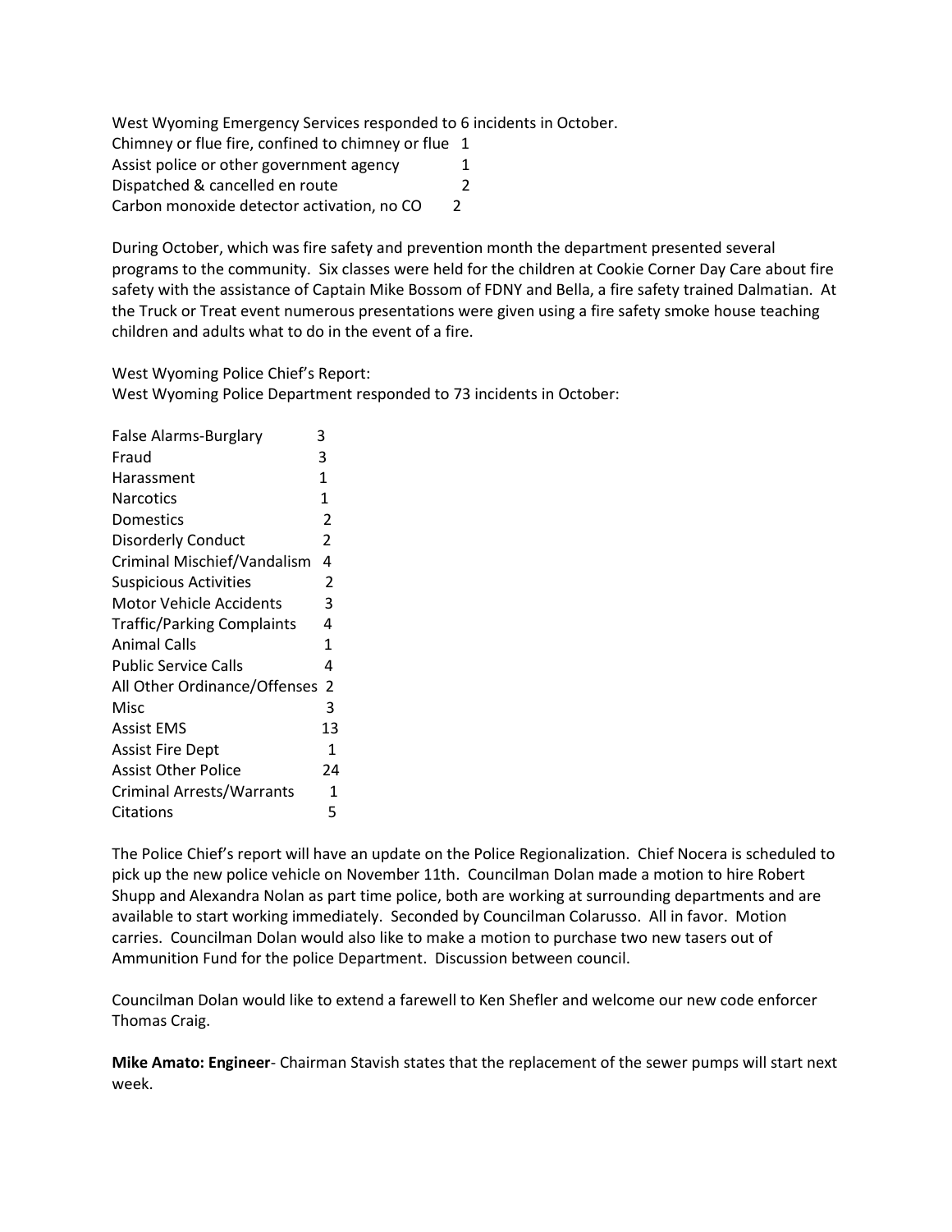West Wyoming Emergency Services responded to 6 incidents in October.

| | |
|---|---|
| Chimney or flue fire, confined to chimney or flue | 1 |
| Assist police or other government agency | 1 |
| Dispatched & cancelled en route | 2 |
| Carbon monoxide detector activation, no CO | 2 |

During October, which was fire safety and prevention month the department presented several programs to the community. Six classes were held for the children at Cookie Corner Day Care about fire safety with the assistance of Captain Mike Bossom of FDNY and Bella, a fire safety trained Dalmatian. At the Truck or Treat event numerous presentations were given using a fire safety smoke house teaching children and adults what to do in the event of a fire.

West Wyoming Police Chief's Report:
West Wyoming Police Department responded to 73 incidents in October:

| | |
|---|---|
| False Alarms-Burglary | 3 |
| Fraud | 3 |
| Harassment | 1 |
| Narcotics | 1 |
| Domestics | 2 |
| Disorderly Conduct | 2 |
| Criminal Mischief/Vandalism | 4 |
| Suspicious Activities | 2 |
| Motor Vehicle Accidents | 3 |
| Traffic/Parking Complaints | 4 |
| Animal Calls | 1 |
| Public Service Calls | 4 |
| All Other Ordinance/Offenses | 2 |
| Misc | 3 |
| Assist EMS | 13 |
| Assist Fire Dept | 1 |
| Assist Other Police | 24 |
| Criminal Arrests/Warrants | 1 |
| Citations | 5 |

The Police Chief's report will have an update on the Police Regionalization. Chief Nocera is scheduled to pick up the new police vehicle on November 11th. Councilman Dolan made a motion to hire Robert Shupp and Alexandra Nolan as part time police, both are working at surrounding departments and are available to start working immediately. Seconded by Councilman Colarusso. All in favor. Motion carries. Councilman Dolan would also like to make a motion to purchase two new tasers out of Ammunition Fund for the police Department. Discussion between council.

Councilman Dolan would like to extend a farewell to Ken Shefler and welcome our new code enforcer Thomas Craig.

**Mike Amato: Engineer**- Chairman Stavish states that the replacement of the sewer pumps will start next week.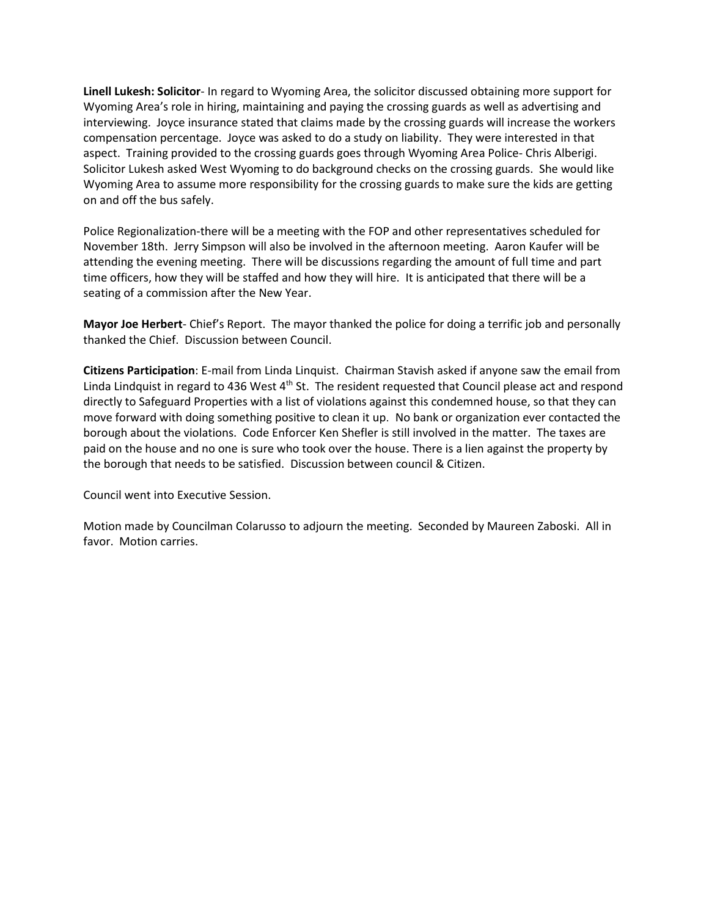**Linell Lukesh: Solicitor**- In regard to Wyoming Area, the solicitor discussed obtaining more support for Wyoming Area's role in hiring, maintaining and paying the crossing guards as well as advertising and interviewing. Joyce insurance stated that claims made by the crossing guards will increase the workers compensation percentage. Joyce was asked to do a study on liability. They were interested in that aspect. Training provided to the crossing guards goes through Wyoming Area Police- Chris Alberigi. Solicitor Lukesh asked West Wyoming to do background checks on the crossing guards. She would like Wyoming Area to assume more responsibility for the crossing guards to make sure the kids are getting on and off the bus safely.

Police Regionalization-there will be a meeting with the FOP and other representatives scheduled for November 18th. Jerry Simpson will also be involved in the afternoon meeting. Aaron Kaufer will be attending the evening meeting. There will be discussions regarding the amount of full time and part time officers, how they will be staffed and how they will hire. It is anticipated that there will be a seating of a commission after the New Year.

**Mayor Joe Herbert**- Chief's Report. The mayor thanked the police for doing a terrific job and personally thanked the Chief. Discussion between Council.

**Citizens Participation**: E-mail from Linda Linquist. Chairman Stavish asked if anyone saw the email from Linda Lindquist in regard to 436 West 4th St. The resident requested that Council please act and respond directly to Safeguard Properties with a list of violations against this condemned house, so that they can move forward with doing something positive to clean it up. No bank or organization ever contacted the borough about the violations. Code Enforcer Ken Shefler is still involved in the matter. The taxes are paid on the house and no one is sure who took over the house. There is a lien against the property by the borough that needs to be satisfied. Discussion between council & Citizen.

Council went into Executive Session.

Motion made by Councilman Colarusso to adjourn the meeting. Seconded by Maureen Zaboski. All in favor. Motion carries.